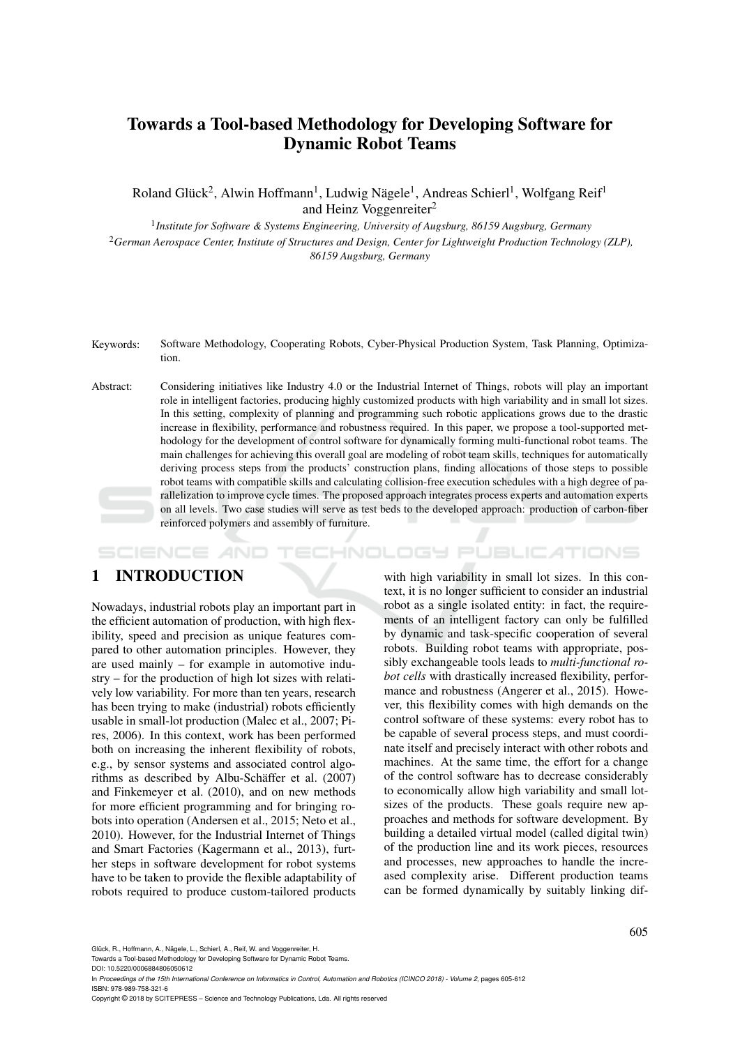# Towards a Tool-based Methodology for Developing Software for Dynamic Robot Teams

Roland Glück[2], Alwin Hoffmann[1], Ludwig Nägele[1], Andreas Schierl[1], Wolfgang Reif[1] and Heinz Voggenreiter[2]

[1]*Institute for Software & Systems Engineering, University of Augsburg, 86159 Augsburg, Germany*

[2]*German Aerospace Center, Institute of Structures and Design, Center for Lightweight Production Technology (ZLP), 86159 Augsburg, Germany*

Keywords: Software Methodology, Cooperating Robots, Cyber-Physical Production System, Task Planning, Optimization.

Abstract: Considering initiatives like Industry 4.0 or the Industrial Internet of Things, robots will play an important role in intelligent factories, producing highly customized products with high variability and in small lot sizes. In this setting, complexity of planning and programming such robotic applications grows due to the drastic increase in flexibility, performance and robustness required. In this paper, we propose a tool-supported methodology for the development of control software for dynamically forming multi-functional robot teams. The main challenges for achieving this overall goal are modeling of robot team skills, techniques for automatically deriving process steps from the products' construction plans, finding allocations of those steps to possible robot teams with compatible skills and calculating collision-free execution schedules with a high degree of parallelization to improve cycle times. The proposed approach integrates process experts and automation experts on all levels. Two case studies will serve as test beds to the developed approach: production of carbon-fiber reinforced polymers and assembly of furniture.

## 1 INTRODUCTION

Nowadays, industrial robots play an important part in the efficient automation of production, with high flexibility, speed and precision as unique features compared to other automation principles. However, they are used mainly – for example in automotive industry – for the production of high lot sizes with relatively low variability. For more than ten years, research has been trying to make (industrial) robots efficiently usable in small-lot production (Malec et al., 2007; Pires, 2006). In this context, work has been performed both on increasing the inherent flexibility of robots, e.g., by sensor systems and associated control algorithms as described by Albu-Schäffer et al. (2007) and Finkemeyer et al. (2010), and on new methods for more efficient programming and for bringing robots into operation (Andersen et al., 2015; Neto et al., 2010). However, for the Industrial Internet of Things and Smart Factories (Kagermann et al., 2013), further steps in software development for robot systems have to be taken to provide the flexible adaptability of robots required to produce custom-tailored products with high variability in small lot sizes. In this context, it is no longer sufficient to consider an industrial robot as a single isolated entity: in fact, the requirements of an intelligent factory can only be fulfilled by dynamic and task-specific cooperation of several robots. Building robot teams with appropriate, possibly exchangeable tools leads to *multi-functional robot cells* with drastically increased flexibility, performance and robustness (Angerer et al., 2015). However, this flexibility comes with high demands on the control software of these systems: every robot has to be capable of several process steps, and must coordinate itself and precisely interact with other robots and machines. At the same time, the effort for a change of the control software has to decrease considerably to economically allow high variability and small lot-sizes of the products. These goals require new approaches and methods for software development. By building a detailed virtual model (called digital twin) of the production line and its work pieces, resources and processes, new approaches to handle the increased complexity arise. Different production teams can be formed dynamically by suitably linking dif-

Glück, R., Hoffmann, A., Nägele, L., Schierl, A., Reif, W. and Voggenreiter, H.
Towards a Tool-based Methodology for Developing Software for Dynamic Robot Teams.
DOI: 10.5220/0006884806050612
In *Proceedings of the 15th International Conference on Informatics in Control, Automation and Robotics (ICINCO 2018) - Volume 2*, pages 605-612
ISBN: 978-989-758-321-6
Copyright © 2018 by SCITEPRESS – Science and Technology Publications, Lda. All rights reserved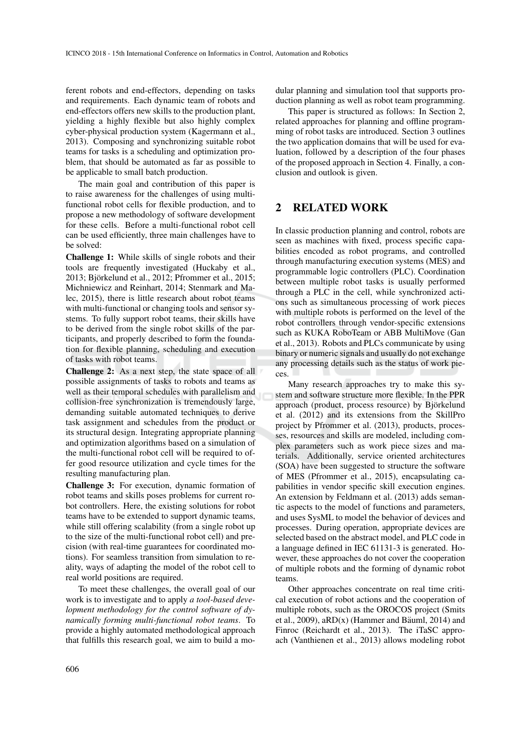ferent robots and end-effectors, depending on tasks and requirements. Each dynamic team of robots and end-effectors offers new skills to the production plant, yielding a highly flexible but also highly complex cyber-physical production system (Kagermann et al., 2013). Composing and synchronizing suitable robot teams for tasks is a scheduling and optimization problem, that should be automated as far as possible to be applicable to small batch production.

The main goal and contribution of this paper is to raise awareness for the challenges of using multi-functional robot cells for flexible production, and to propose a new methodology of software development for these cells. Before a multi-functional robot cell can be used efficiently, three main challenges have to be solved:

**Challenge 1:** While skills of single robots and their tools are frequently investigated (Huckaby et al., 2013; Björkelund et al., 2012; Pfrommer et al., 2015; Michniewicz and Reinhart, 2014; Stenmark and Malec, 2015), there is little research about robot teams with multi-functional or changing tools and sensor systems. To fully support robot teams, their skills have to be derived from the single robot skills of the participants, and properly described to form the foundation for flexible planning, scheduling and execution of tasks with robot teams.

**Challenge 2:** As a next step, the state space of all possible assignments of tasks to robots and teams as well as their temporal schedules with parallelism and collision-free synchronization is tremendously large, demanding suitable automated techniques to derive task assignment and schedules from the product or its structural design. Integrating appropriate planning and optimization algorithms based on a simulation of the multi-functional robot cell will be required to offer good resource utilization and cycle times for the resulting manufacturing plan.

**Challenge 3:** For execution, dynamic formation of robot teams and skills poses problems for current robot controllers. Here, the existing solutions for robot teams have to be extended to support dynamic teams, while still offering scalability (from a single robot up to the size of the multi-functional robot cell) and precision (with real-time guarantees for coordinated motions). For seamless transition from simulation to reality, ways of adapting the model of the robot cell to real world positions are required.

To meet these challenges, the overall goal of our work is to investigate and to apply *a tool-based development methodology for the control software of dynamically forming multi-functional robot teams*. To provide a highly automated methodological approach that fulfills this research goal, we aim to build a modular planning and simulation tool that supports production planning as well as robot team programming.

This paper is structured as follows: In Section 2, related approaches for planning and offline programming of robot tasks are introduced. Section 3 outlines the two application domains that will be used for evaluation, followed by a description of the four phases of the proposed approach in Section 4. Finally, a conclusion and outlook is given.

## 2 RELATED WORK

In classic production planning and control, robots are seen as machines with fixed, process specific capabilities encoded as robot programs, and controlled through manufacturing execution systems (MES) and programmable logic controllers (PLC). Coordination between multiple robot tasks is usually performed through a PLC in the cell, while synchronized actions such as simultaneous processing of work pieces with multiple robots is performed on the level of the robot controllers through vendor-specific extensions such as KUKA RoboTeam or ABB MultiMove (Gan et al., 2013). Robots and PLCs communicate by using binary or numeric signals and usually do not exchange any processing details such as the status of work pieces.

Many research approaches try to make this system and software structure more flexible. In the PPR approach (product, process resource) by Björkelund et al. (2012) and its extensions from the SkillPro project by Pfrommer et al. (2013), products, processes, resources and skills are modeled, including complex parameters such as work piece sizes and materials. Additionally, service oriented architectures (SOA) have been suggested to structure the software of MES (Pfrommer et al., 2015), encapsulating capabilities in vendor specific skill execution engines. An extension by Feldmann et al. (2013) adds semantic aspects to the model of functions and parameters, and uses SysML to model the behavior of devices and processes. During operation, appropriate devices are selected based on the abstract model, and PLC code in a language defined in IEC 61131-3 is generated. However, these approaches do not cover the cooperation of multiple robots and the forming of dynamic robot teams.

Other approaches concentrate on real time critical execution of robot actions and the cooperation of multiple robots, such as the OROCOS project (Smits et al., 2009), aRD(x) (Hammer and Bäuml, 2014) and Finroc (Reichardt et al., 2013). The iTaSC approach (Vanthienen et al., 2013) allows modeling robot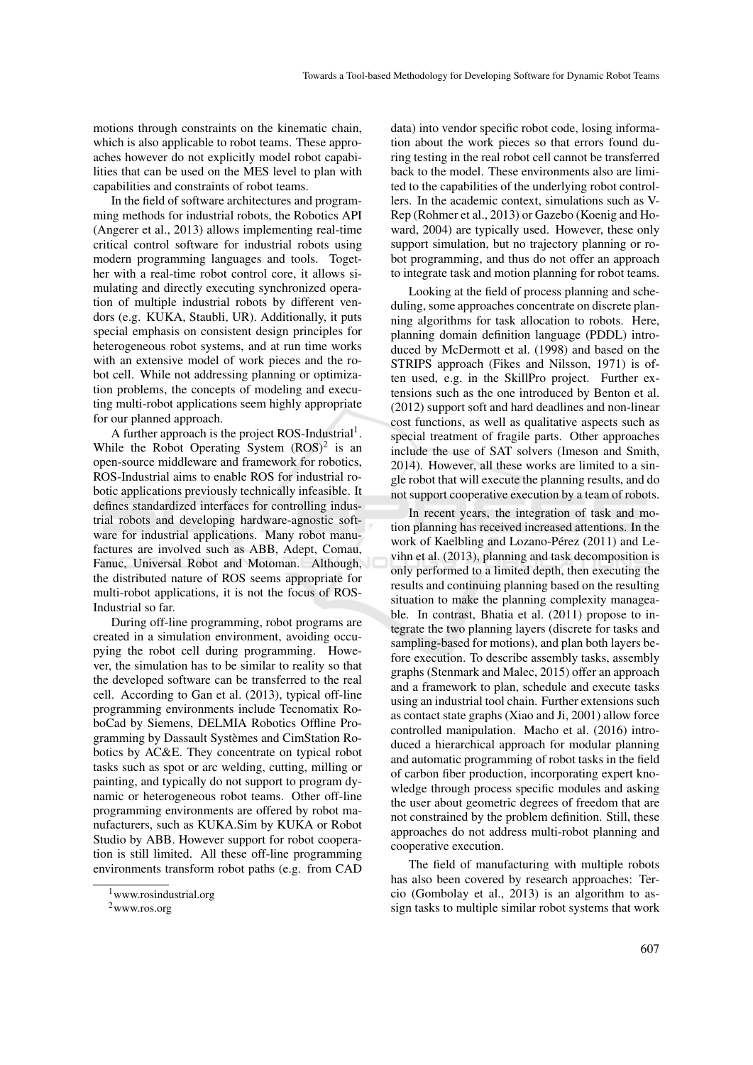motions through constraints on the kinematic chain, which is also applicable to robot teams. These approaches however do not explicitly model robot capabilities that can be used on the MES level to plan with capabilities and constraints of robot teams.

In the field of software architectures and programming methods for industrial robots, the Robotics API (Angerer et al., 2013) allows implementing real-time critical control software for industrial robots using modern programming languages and tools. Together with a real-time robot control core, it allows simulating and directly executing synchronized operation of multiple industrial robots by different vendors (e.g. KUKA, Staubli, UR). Additionally, it puts special emphasis on consistent design principles for heterogeneous robot systems, and at run time works with an extensive model of work pieces and the robot cell. While not addressing planning or optimization problems, the concepts of modeling and executing multi-robot applications seem highly appropriate for our planned approach.

A further approach is the project ROS-Industrial[1]. While the Robot Operating System (ROS)[2] is an open-source middleware and framework for robotics, ROS-Industrial aims to enable ROS for industrial robotic applications previously technically infeasible. It defines standardized interfaces for controlling industrial robots and developing hardware-agnostic software for industrial applications. Many robot manufactures are involved such as ABB, Adept, Comau, Fanuc, Universal Robot and Motoman. Although, the distributed nature of ROS seems appropriate for multi-robot applications, it is not the focus of ROS-Industrial so far.

During off-line programming, robot programs are created in a simulation environment, avoiding occupying the robot cell during programming. However, the simulation has to be similar to reality so that the developed software can be transferred to the real cell. According to Gan et al. (2013), typical off-line programming environments include Tecnomatix RoboCad by Siemens, DELMIA Robotics Offline Programming by Dassault Systèmes and CimStation Robotics by AC&E. They concentrate on typical robot tasks such as spot or arc welding, cutting, milling or painting, and typically do not support to program dynamic or heterogeneous robot teams. Other off-line programming environments are offered by robot manufacturers, such as KUKA.Sim by KUKA or Robot Studio by ABB. However support for robot cooperation is still limited. All these off-line programming environments transform robot paths (e.g. from CAD data) into vendor specific robot code, losing information about the work pieces so that errors found during testing in the real robot cell cannot be transferred back to the model. These environments also are limited to the capabilities of the underlying robot controllers. In the academic context, simulations such as V-Rep (Rohmer et al., 2013) or Gazebo (Koenig and Howard, 2004) are typically used. However, these only support simulation, but no trajectory planning or robot programming, and thus do not offer an approach to integrate task and motion planning for robot teams.

Looking at the field of process planning and scheduling, some approaches concentrate on discrete planning algorithms for task allocation to robots. Here, planning domain definition language (PDDL) introduced by McDermott et al. (1998) and based on the STRIPS approach (Fikes and Nilsson, 1971) is often used, e.g. in the SkillPro project. Further extensions such as the one introduced by Benton et al. (2012) support soft and hard deadlines and non-linear cost functions, as well as qualitative aspects such as special treatment of fragile parts. Other approaches include the use of SAT solvers (Imeson and Smith, 2014). However, all these works are limited to a single robot that will execute the planning results, and do not support cooperative execution by a team of robots.

In recent years, the integration of task and motion planning has received increased attentions. In the work of Kaelbling and Lozano-Pérez (2011) and Levihn et al. (2013), planning and task decomposition is only performed to a limited depth, then executing the results and continuing planning based on the resulting situation to make the planning complexity manageable. In contrast, Bhatia et al. (2011) propose to integrate the two planning layers (discrete for tasks and sampling-based for motions), and plan both layers before execution. To describe assembly tasks, assembly graphs (Stenmark and Malec, 2015) offer an approach and a framework to plan, schedule and execute tasks using an industrial tool chain. Further extensions such as contact state graphs (Xiao and Ji, 2001) allow force controlled manipulation. Macho et al. (2016) introduced a hierarchical approach for modular planning and automatic programming of robot tasks in the field of carbon fiber production, incorporating expert knowledge through process specific modules and asking the user about geometric degrees of freedom that are not constrained by the problem definition. Still, these approaches do not address multi-robot planning and cooperative execution.

The field of manufacturing with multiple robots has also been covered by research approaches: Tercio (Gombolay et al., 2013) is an algorithm to assign tasks to multiple similar robot systems that work

[1] www.rosindustrial.org

[2] www.ros.org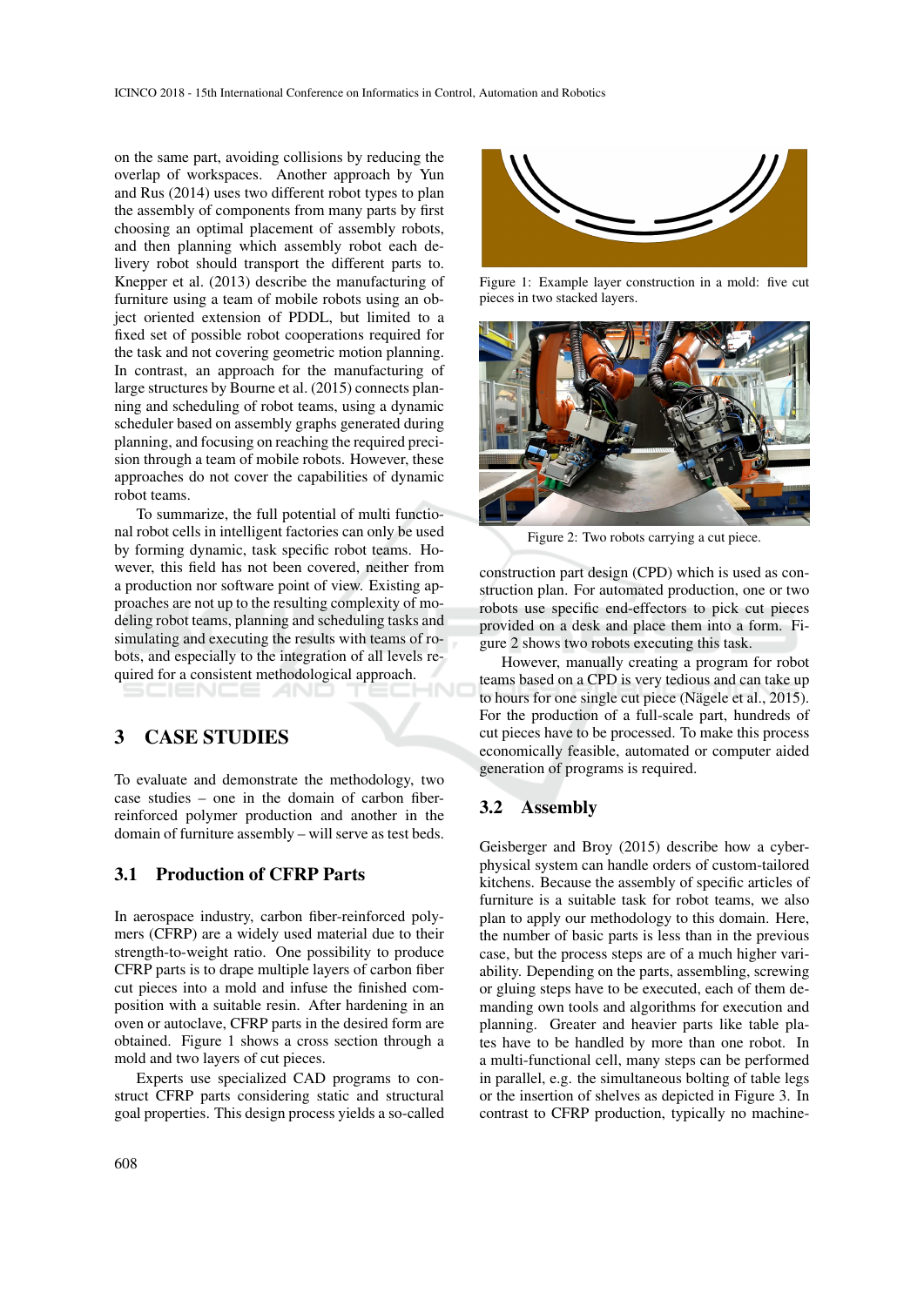on the same part, avoiding collisions by reducing the overlap of workspaces. Another approach by Yun and Rus (2014) uses two different robot types to plan the assembly of components from many parts by first choosing an optimal placement of assembly robots, and then planning which assembly robot each delivery robot should transport the different parts to. Knepper et al. (2013) describe the manufacturing of furniture using a team of mobile robots using an object oriented extension of PDDL, but limited to a fixed set of possible robot cooperations required for the task and not covering geometric motion planning. In contrast, an approach for the manufacturing of large structures by Bourne et al. (2015) connects planning and scheduling of robot teams, using a dynamic scheduler based on assembly graphs generated during planning, and focusing on reaching the required precision through a team of mobile robots. However, these approaches do not cover the capabilities of dynamic robot teams.

To summarize, the full potential of multi functional robot cells in intelligent factories can only be used by forming dynamic, task specific robot teams. However, this field has not been covered, neither from a production nor software point of view. Existing approaches are not up to the resulting complexity of modeling robot teams, planning and scheduling tasks and simulating and executing the results with teams of robots, and especially to the integration of all levels required for a consistent methodological approach.

## 3 CASE STUDIES

To evaluate and demonstrate the methodology, two case studies – one in the domain of carbon fiber-reinforced polymer production and another in the domain of furniture assembly – will serve as test beds.

### 3.1 Production of CFRP Parts

In aerospace industry, carbon fiber-reinforced polymers (CFRP) are a widely used material due to their strength-to-weight ratio. One possibility to produce CFRP parts is to drape multiple layers of carbon fiber cut pieces into a mold and infuse the finished composition with a suitable resin. After hardening in an oven or autoclave, CFRP parts in the desired form are obtained. Figure 1 shows a cross section through a mold and two layers of cut pieces.

Experts use specialized CAD programs to construct CFRP parts considering static and structural goal properties. This design process yields a so-called construction part design (CPD) which is used as construction plan. For automated production, one or two robots use specific end-effectors to pick cut pieces provided on a desk and place them into a form. Figure 2 shows two robots executing this task.

Figure 1: Example layer construction in a mold: five cut pieces in two stacked layers.

Figure 2: Two robots carrying a cut piece.

However, manually creating a program for robot teams based on a CPD is very tedious and can take up to hours for one single cut piece (Nägele et al., 2015). For the production of a full-scale part, hundreds of cut pieces have to be processed. To make this process economically feasible, automated or computer aided generation of programs is required.

### 3.2 Assembly

Geisberger and Broy (2015) describe how a cyber-physical system can handle orders of custom-tailored kitchens. Because the assembly of specific articles of furniture is a suitable task for robot teams, we also plan to apply our methodology to this domain. Here, the number of basic parts is less than in the previous case, but the process steps are of a much higher variability. Depending on the parts, assembling, screwing or gluing steps have to be executed, each of them demanding own tools and algorithms for execution and planning. Greater and heavier parts like table plates have to be handled by more than one robot. In a multi-functional cell, many steps can be performed in parallel, e.g. the simultaneous bolting of table legs or the insertion of shelves as depicted in Figure 3. In contrast to CFRP production, typically no machine-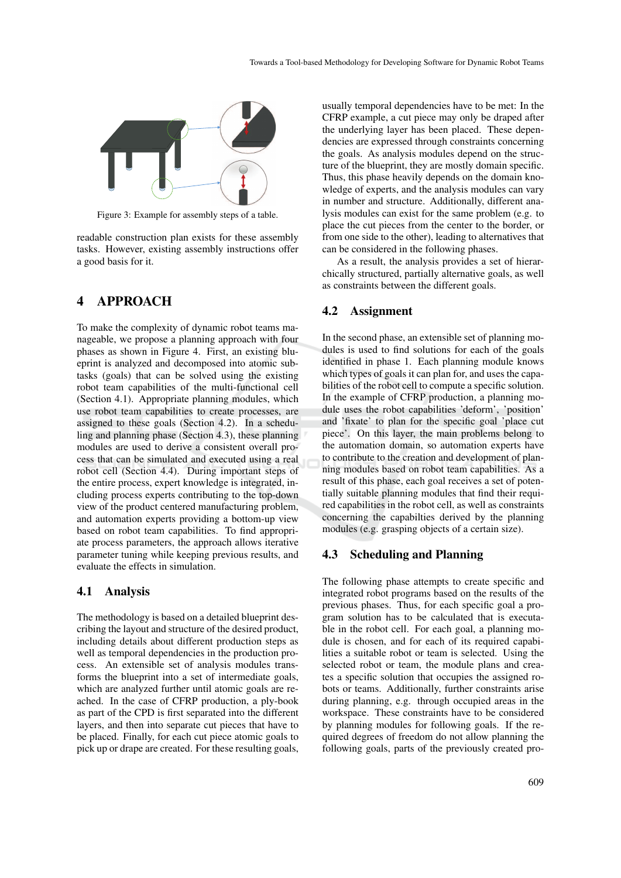Figure 3: Example for assembly steps of a table.

readable construction plan exists for these assembly tasks. However, existing assembly instructions offer a good basis for it.

## 4 APPROACH

To make the complexity of dynamic robot teams manageable, we propose a planning approach with four phases as shown in Figure 4. First, an existing blueprint is analyzed and decomposed into atomic subtasks (goals) that can be solved using the existing robot team capabilities of the multi-functional cell (Section 4.1). Appropriate planning modules, which use robot team capabilities to create processes, are assigned to these goals (Section 4.2). In a scheduling and planning phase (Section 4.3), these planning modules are used to derive a consistent overall process that can be simulated and executed using a real robot cell (Section 4.4). During important steps of the entire process, expert knowledge is integrated, including process experts contributing to the top-down view of the product centered manufacturing problem, and automation experts providing a bottom-up view based on robot team capabilities. To find appropriate process parameters, the approach allows iterative parameter tuning while keeping previous results, and evaluate the effects in simulation.

### 4.1 Analysis

The methodology is based on a detailed blueprint describing the layout and structure of the desired product, including details about different production steps as well as temporal dependencies in the production process. An extensible set of analysis modules transforms the blueprint into a set of intermediate goals, which are analyzed further until atomic goals are reached. In the case of CFRP production, a ply-book as part of the CPD is first separated into the different layers, and then into separate cut pieces that have to be placed. Finally, for each cut piece atomic goals to pick up or drape are created. For these resulting goals, usually temporal dependencies have to be met: In the CFRP example, a cut piece may only be draped after the underlying layer has been placed. These dependencies are expressed through constraints concerning the goals. As analysis modules depend on the structure of the blueprint, they are mostly domain specific. Thus, this phase heavily depends on the domain knowledge of experts, and the analysis modules can vary in number and structure. Additionally, different analysis modules can exist for the same problem (e.g. to place the cut pieces from the center to the border, or from one side to the other), leading to alternatives that can be considered in the following phases.

As a result, the analysis provides a set of hierarchically structured, partially alternative goals, as well as constraints between the different goals.

### 4.2 Assignment

In the second phase, an extensible set of planning modules is used to find solutions for each of the goals identified in phase 1. Each planning module knows which types of goals it can plan for, and uses the capabilities of the robot cell to compute a specific solution. In the example of CFRP production, a planning module uses the robot capabilities 'deform', 'position' and 'fixate' to plan for the specific goal 'place cut piece'. On this layer, the main problems belong to the automation domain, so automation experts have to contribute to the creation and development of planning modules based on robot team capabilities. As a result of this phase, each goal receives a set of potentially suitable planning modules that find their required capabilities in the robot cell, as well as constraints concerning the capabilties derived by the planning modules (e.g. grasping objects of a certain size).

### 4.3 Scheduling and Planning

The following phase attempts to create specific and integrated robot programs based on the results of the previous phases. Thus, for each specific goal a program solution has to be calculated that is executable in the robot cell. For each goal, a planning module is chosen, and for each of its required capabilities a suitable robot or team is selected. Using the selected robot or team, the module plans and creates a specific solution that occupies the assigned robots or teams. Additionally, further constraints arise during planning, e.g. through occupied areas in the workspace. These constraints have to be considered by planning modules for following goals. If the required degrees of freedom do not allow planning the following goals, parts of the previously created pro-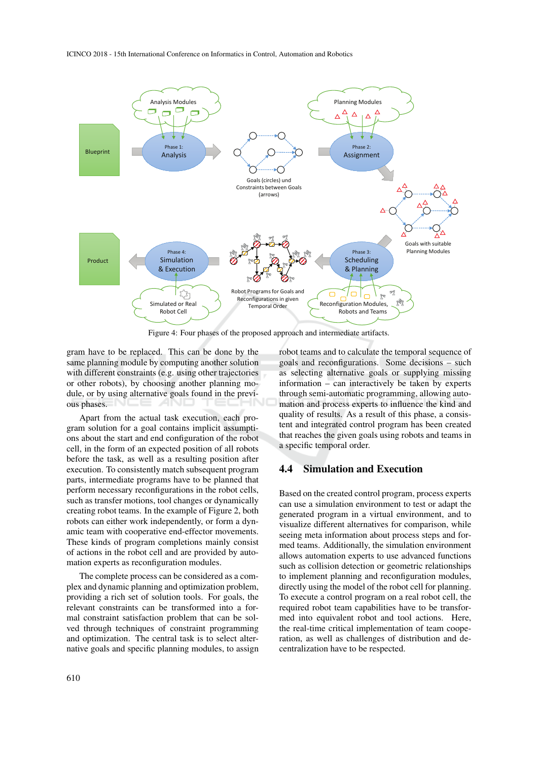Figure 4: Four phases of the proposed approach and intermediate artifacts.

gram have to be replaced. This can be done by the same planning module by computing another solution with different constraints (e.g. using other trajectories or other robots), by choosing another planning module, or by using alternative goals found in the previous phases.

Apart from the actual task execution, each program solution for a goal contains implicit assumptions about the start and end configuration of the robot cell, in the form of an expected position of all robots before the task, as well as a resulting position after execution. To consistently match subsequent program parts, intermediate programs have to be planned that perform necessary reconfigurations in the robot cells, such as transfer motions, tool changes or dynamically creating robot teams. In the example of Figure 2, both robots can either work independently, or form a dynamic team with cooperative end-effector movements. These kinds of program completions mainly consist of actions in the robot cell and are provided by automation experts as reconfiguration modules.

The complete process can be considered as a complex and dynamic planning and optimization problem, providing a rich set of solution tools. For goals, the relevant constraints can be transformed into a formal constraint satisfaction problem that can be solved through techniques of constraint programming and optimization. The central task is to select alternative goals and specific planning modules, to assign robot teams and to calculate the temporal sequence of goals and reconfigurations. Some decisions – such as selecting alternative goals or supplying missing information – can interactively be taken by experts through semi-automatic programming, allowing automation and process experts to influence the kind and quality of results. As a result of this phase, a consistent and integrated control program has been created that reaches the given goals using robots and teams in a specific temporal order.

## 4.4 Simulation and Execution

Based on the created control program, process experts can use a simulation environment to test or adapt the generated program in a virtual environment, and to visualize different alternatives for comparison, while seeing meta information about process steps and formed teams. Additionally, the simulation environment allows automation experts to use advanced functions such as collision detection or geometric relationships to implement planning and reconfiguration modules, directly using the model of the robot cell for planning. To execute a control program on a real robot cell, the required robot team capabilities have to be transformed into equivalent robot and tool actions. Here, the real-time critical implementation of team cooperation, as well as challenges of distribution and decentralization have to be respected.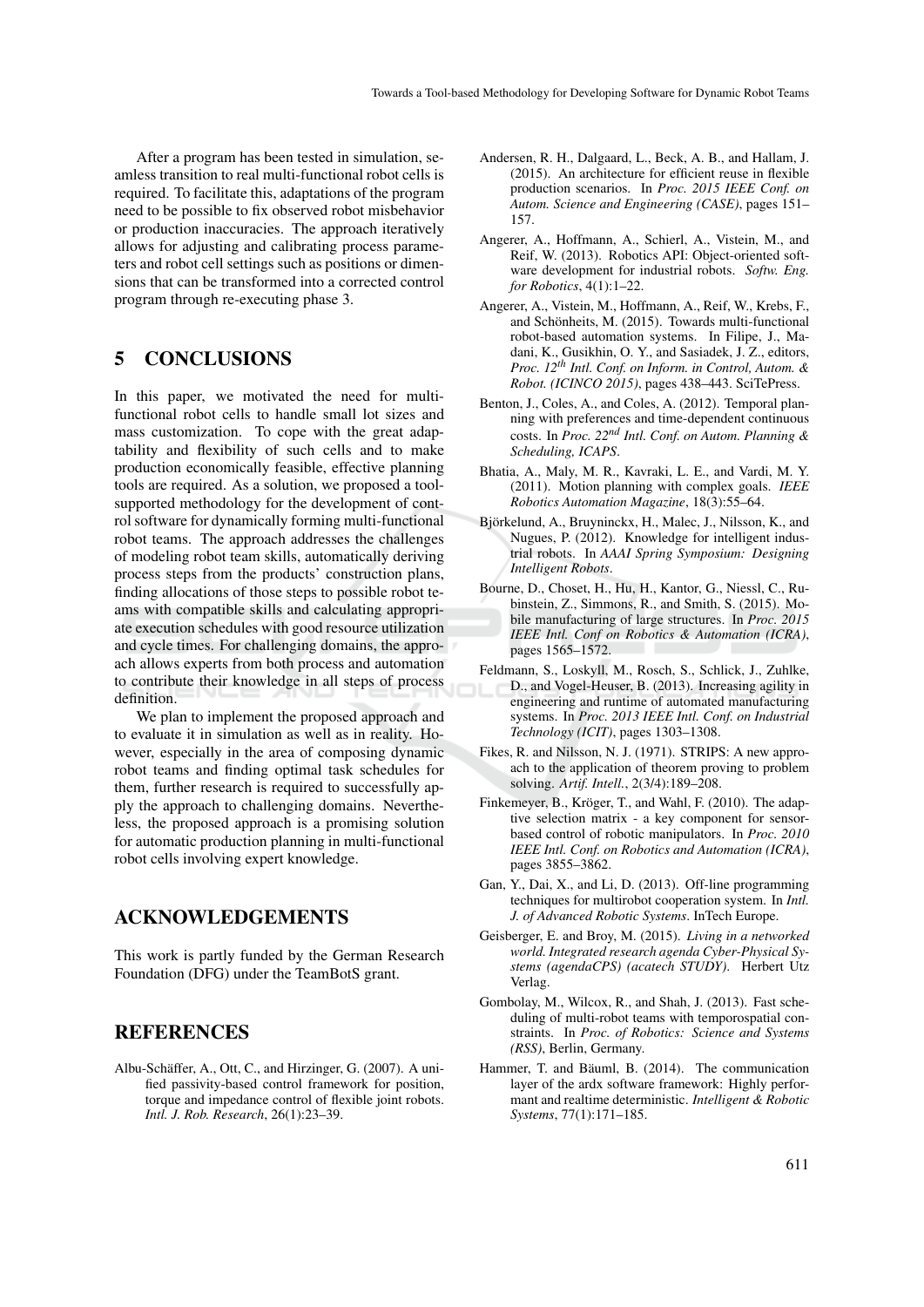After a program has been tested in simulation, seamless transition to real multi-functional robot cells is required. To facilitate this, adaptations of the program need to be possible to fix observed robot misbehavior or production inaccuracies. The approach iteratively allows for adjusting and calibrating process parameters and robot cell settings such as positions or dimensions that can be transformed into a corrected control program through re-executing phase 3.

## 5 CONCLUSIONS

In this paper, we motivated the need for multi-functional robot cells to handle small lot sizes and mass customization. To cope with the great adaptability and flexibility of such cells and to make production economically feasible, effective planning tools are required. As a solution, we proposed a tool-supported methodology for the development of control software for dynamically forming multi-functional robot teams. The approach addresses the challenges of modeling robot team skills, automatically deriving process steps from the products' construction plans, finding allocations of those steps to possible robot teams with compatible skills and calculating appropriate execution schedules with good resource utilization and cycle times. For challenging domains, the approach allows experts from both process and automation to contribute their knowledge in all steps of process definition.

We plan to implement the proposed approach and to evaluate it in simulation as well as in reality. However, especially in the area of composing dynamic robot teams and finding optimal task schedules for them, further research is required to successfully apply the approach to challenging domains. Nevertheless, the proposed approach is a promising solution for automatic production planning in multi-functional robot cells involving expert knowledge.

## ACKNOWLEDGEMENTS

This work is partly funded by the German Research Foundation (DFG) under the TeamBotS grant.

## REFERENCES

Albu-Schäffer, A., Ott, C., and Hirzinger, G. (2007). A unified passivity-based control framework for position, torque and impedance control of flexible joint robots. *Intl. J. Rob. Research*, 26(1):23–39.

Andersen, R. H., Dalgaard, L., Beck, A. B., and Hallam, J. (2015). An architecture for efficient reuse in flexible production scenarios. In *Proc. 2015 IEEE Conf. on Autom. Science and Engineering (CASE)*, pages 151–157.

Angerer, A., Hoffmann, A., Schierl, A., Vistein, M., and Reif, W. (2013). Robotics API: Object-oriented software development for industrial robots. *Softw. Eng. for Robotics*, 4(1):1–22.

Angerer, A., Vistein, M., Hoffmann, A., Reif, W., Krebs, F., and Schönheits, M. (2015). Towards multi-functional robot-based automation systems. In Filipe, J., Madani, K., Gusikhin, O. Y., and Sasiadek, J. Z., editors, *Proc. 12th Intl. Conf. on Inform. in Control, Autom. & Robot. (ICINCO 2015)*, pages 438–443. SciTePress.

Benton, J., Coles, A., and Coles, A. (2012). Temporal planning with preferences and time-dependent continuous costs. In *Proc. 22nd Intl. Conf. on Autom. Planning & Scheduling, ICAPS*.

Bhatia, A., Maly, M. R., Kavraki, L. E., and Vardi, M. Y. (2011). Motion planning with complex goals. *IEEE Robotics Automation Magazine*, 18(3):55–64.

Björkelund, A., Bruyninckx, H., Malec, J., Nilsson, K., and Nugues, P. (2012). Knowledge for intelligent industrial robots. In *AAAI Spring Symposium: Designing Intelligent Robots*.

Bourne, D., Choset, H., Hu, H., Kantor, G., Niessl, C., Rubinstein, Z., Simmons, R., and Smith, S. (2015). Mobile manufacturing of large structures. In *Proc. 2015 IEEE Intl. Conf on Robotics & Automation (ICRA)*, pages 1565–1572.

Feldmann, S., Loskyll, M., Rosch, S., Schlick, J., Zuhlke, D., and Vogel-Heuser, B. (2013). Increasing agility in engineering and runtime of automated manufacturing systems. In *Proc. 2013 IEEE Intl. Conf. on Industrial Technology (ICIT)*, pages 1303–1308.

Fikes, R. and Nilsson, N. J. (1971). STRIPS: A new approach to the application of theorem proving to problem solving. *Artif. Intell.*, 2(3/4):189–208.

Finkemeyer, B., Kröger, T., and Wahl, F. (2010). The adaptive selection matrix - a key component for sensor-based control of robotic manipulators. In *Proc. 2010 IEEE Intl. Conf. on Robotics and Automation (ICRA)*, pages 3855–3862.

Gan, Y., Dai, X., and Li, D. (2013). Off-line programming techniques for multirobot cooperation system. In *Intl. J. of Advanced Robotic Systems*. InTech Europe.

Geisberger, E. and Broy, M. (2015). *Living in a networked world. Integrated research agenda Cyber-Physical Systems (agendaCPS) (acatech STUDY)*. Herbert Utz Verlag.

Gombolay, M., Wilcox, R., and Shah, J. (2013). Fast scheduling of multi-robot teams with temporospatial constraints. In *Proc. of Robotics: Science and Systems (RSS)*, Berlin, Germany.

Hammer, T. and Bäuml, B. (2014). The communication layer of the ardx software framework: Highly performant and realtime deterministic. *Intelligent & Robotic Systems*, 77(1):171–185.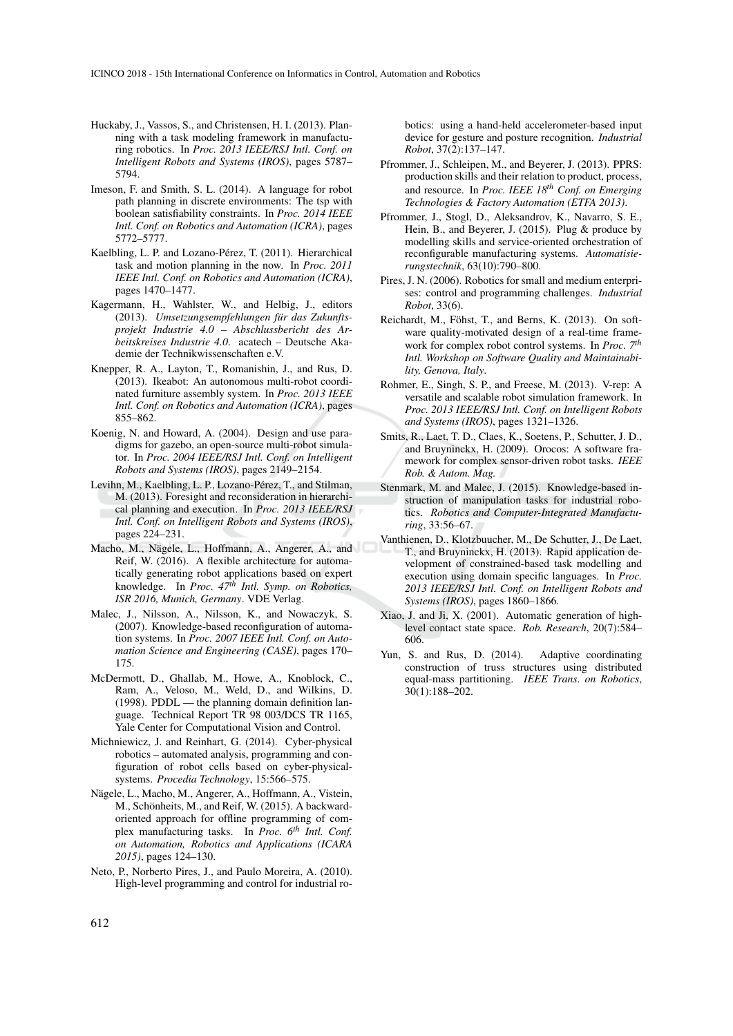Huckaby, J., Vassos, S., and Christensen, H. I. (2013). Planning with a task modeling framework in manufacturing robotics. In *Proc. 2013 IEEE/RSJ Intl. Conf. on Intelligent Robots and Systems (IROS)*, pages 5787–5794.

Imeson, F. and Smith, S. L. (2014). A language for robot path planning in discrete environments: The tsp with boolean satisfiability constraints. In *Proc. 2014 IEEE Intl. Conf. on Robotics and Automation (ICRA)*, pages 5772–5777.

Kaelbling, L. P. and Lozano-Pérez, T. (2011). Hierarchical task and motion planning in the now. In *Proc. 2011 IEEE Intl. Conf. on Robotics and Automation (ICRA)*, pages 1470–1477.

Kagermann, H., Wahlster, W., and Helbig, J., editors (2013). *Umsetzungsempfehlungen für das Zukunftsprojekt Industrie 4.0 – Abschlussbericht des Arbeitskreises Industrie 4.0*. acatech – Deutsche Akademie der Technikwissenschaften e.V.

Knepper, R. A., Layton, T., Romanishin, J., and Rus, D. (2013). Ikeabot: An autonomous multi-robot coordinated furniture assembly system. In *Proc. 2013 IEEE Intl. Conf. on Robotics and Automation (ICRA)*, pages 855–862.

Koenig, N. and Howard, A. (2004). Design and use paradigms for gazebo, an open-source multi-robot simulator. In *Proc. 2004 IEEE/RSJ Intl. Conf. on Intelligent Robots and Systems (IROS)*, pages 2149–2154.

Levihn, M., Kaelbling, L. P., Lozano-Pérez, T., and Stilman, M. (2013). Foresight and reconsideration in hierarchical planning and execution. In *Proc. 2013 IEEE/RSJ Intl. Conf. on Intelligent Robots and Systems (IROS)*, pages 224–231.

Macho, M., Nägele, L., Hoffmann, A., Angerer, A., and Reif, W. (2016). A flexible architecture for automatically generating robot applications based on expert knowledge. In *Proc. 47th Intl. Symp. on Robotics, ISR 2016, Munich, Germany*. VDE Verlag.

Malec, J., Nilsson, A., Nilsson, K., and Nowaczyk, S. (2007). Knowledge-based reconfiguration of automation systems. In *Proc. 2007 IEEE Intl. Conf. on Automation Science and Engineering (CASE)*, pages 170–175.

McDermott, D., Ghallab, M., Howe, A., Knoblock, C., Ram, A., Veloso, M., Weld, D., and Wilkins, D. (1998). PDDL — the planning domain definition language. Technical Report TR 98 003/DCS TR 1165, Yale Center for Computational Vision and Control.

Michniewicz, J. and Reinhart, G. (2014). Cyber-physical robotics – automated analysis, programming and configuration of robot cells based on cyber-physical-systems. *Procedia Technology*, 15:566–575.

Nägele, L., Macho, M., Angerer, A., Hoffmann, A., Vistein, M., Schönheits, M., and Reif, W. (2015). A backward-oriented approach for offline programming of complex manufacturing tasks. In *Proc. 6th Intl. Conf. on Automation, Robotics and Applications (ICARA 2015)*, pages 124–130.

Neto, P., Norberto Pires, J., and Paulo Moreira, A. (2010). High-level programming and control for industrial robotics: using a hand-held accelerometer-based input device for gesture and posture recognition. *Industrial Robot*, 37(2):137–147.

Pfrommer, J., Schleipen, M., and Beyerer, J. (2013). PPRS: production skills and their relation to product, process, and resource. In *Proc. IEEE 18th Conf. on Emerging Technologies & Factory Automation (ETFA 2013)*.

Pfrommer, J., Stogl, D., Aleksandrov, K., Navarro, S. E., Hein, B., and Beyerer, J. (2015). Plug & produce by modelling skills and service-oriented orchestration of reconfigurable manufacturing systems. *Automatisierungstechnik*, 63(10):790–800.

Pires, J. N. (2006). Robotics for small and medium enterprises: control and programming challenges. *Industrial Robot*, 33(6).

Reichardt, M., Föhst, T., and Berns, K. (2013). On software quality-motivated design of a real-time framework for complex robot control systems. In *Proc. 7th Intl. Workshop on Software Quality and Maintainability, Genova, Italy*.

Rohmer, E., Singh, S. P., and Freese, M. (2013). V-rep: A versatile and scalable robot simulation framework. In *Proc. 2013 IEEE/RSJ Intl. Conf. on Intelligent Robots and Systems (IROS)*, pages 1321–1326.

Smits, R., Laet, T. D., Claes, K., Soetens, P., Schutter, J. D., and Bruyninckx, H. (2009). Orocos: A software framework for complex sensor-driven robot tasks. *IEEE Rob. & Autom. Mag.*

Stenmark, M. and Malec, J. (2015). Knowledge-based instruction of manipulation tasks for industrial robotics. *Robotics and Computer-Integrated Manufacturing*, 33:56–67.

Vanthienen, D., Klotzbuucher, M., De Schutter, J., De Laet, T., and Bruyninckx, H. (2013). Rapid application development of constrained-based task modelling and execution using domain specific languages. In *Proc. 2013 IEEE/RSJ Intl. Conf. on Intelligent Robots and Systems (IROS)*, pages 1860–1866.

Xiao, J. and Ji, X. (2001). Automatic generation of high-level contact state space. *Rob. Research*, 20(7):584–606.

Yun, S. and Rus, D. (2014). Adaptive coordinating construction of truss structures using distributed equal-mass partitioning. *IEEE Trans. on Robotics*, 30(1):188–202.